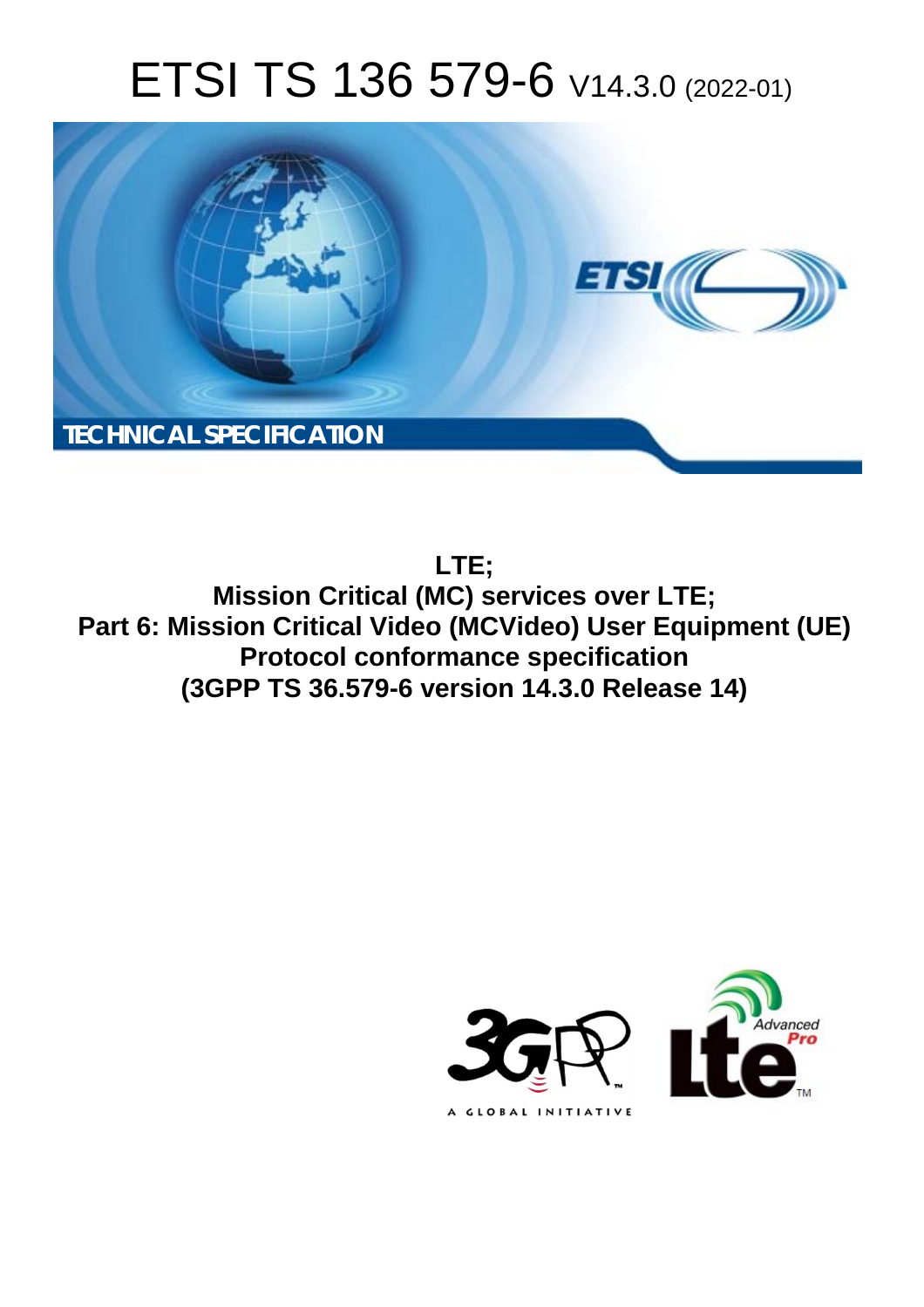# ETSI TS 136 579-6 V14.3.0 (2022-01)

TECHNICAL SPECIFICATION

**LTE;**
**Mission Critical (MC) services over LTE;**
**Part 6: Mission Critical Video (MCVideo) User Equipment (UE) Protocol conformance specification**
**(3GPP TS 36.579-6 version 14.3.0 Release 14)**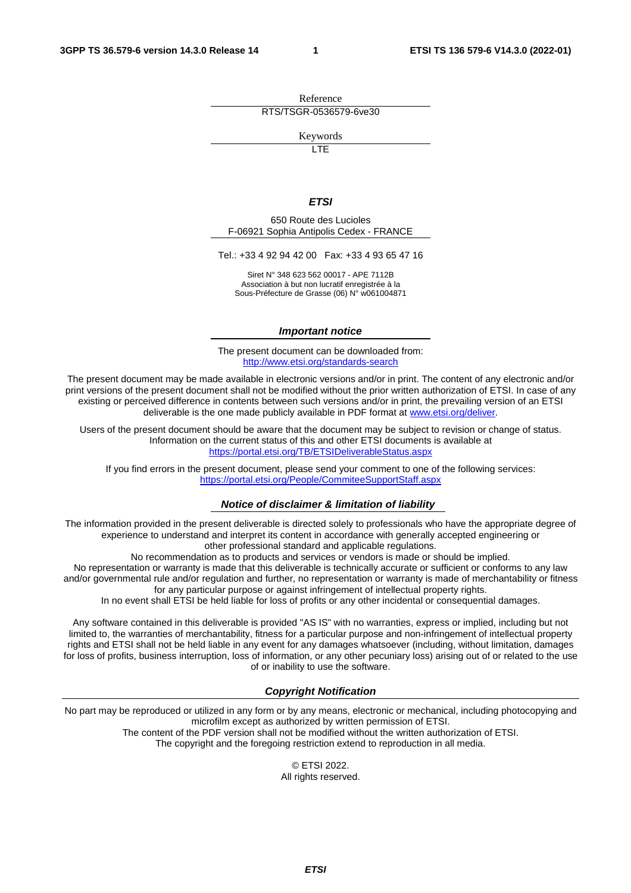Reference

RTS/TSGR-0536579-6ve30

Keywords

LTE

***ETSI***

650 Route des Lucioles
F-06921 Sophia Antipolis Cedex - FRANCE

Tel.: +33 4 92 94 42 00   Fax: +33 4 93 65 47 16

Siret N° 348 623 562 00017 - APE 7112B
Association à but non lucratif enregistrée à la
Sous-Préfecture de Grasse (06) N° w061004871

***Important notice***

The present document can be downloaded from:
http://www.etsi.org/standards-search

The present document may be made available in electronic versions and/or in print. The content of any electronic and/or print versions of the present document shall not be modified without the prior written authorization of ETSI. In case of any existing or perceived difference in contents between such versions and/or in print, the prevailing version of an ETSI deliverable is the one made publicly available in PDF format at www.etsi.org/deliver.

Users of the present document should be aware that the document may be subject to revision or change of status. Information on the current status of this and other ETSI documents is available at
https://portal.etsi.org/TB/ETSIDeliverableStatus.aspx

If you find errors in the present document, please send your comment to one of the following services:
https://portal.etsi.org/People/CommiteeSupportStaff.aspx

***Notice of disclaimer & limitation of liability***

The information provided in the present deliverable is directed solely to professionals who have the appropriate degree of experience to understand and interpret its content in accordance with generally accepted engineering or other professional standard and applicable regulations.
No recommendation as to products and services or vendors is made or should be implied.
No representation or warranty is made that this deliverable is technically accurate or sufficient or conforms to any law and/or governmental rule and/or regulation and further, no representation or warranty is made of merchantability or fitness for any particular purpose or against infringement of intellectual property rights.
In no event shall ETSI be held liable for loss of profits or any other incidental or consequential damages.

Any software contained in this deliverable is provided "AS IS" with no warranties, express or implied, including but not limited to, the warranties of merchantability, fitness for a particular purpose and non-infringement of intellectual property rights and ETSI shall not be held liable in any event for any damages whatsoever (including, without limitation, damages for loss of profits, business interruption, loss of information, or any other pecuniary loss) arising out of or related to the use of or inability to use the software.

***Copyright Notification***

No part may be reproduced or utilized in any form or by any means, electronic or mechanical, including photocopying and microfilm except as authorized by written permission of ETSI.
The content of the PDF version shall not be modified without the written authorization of ETSI.
The copyright and the foregoing restriction extend to reproduction in all media.

© ETSI 2022.
All rights reserved.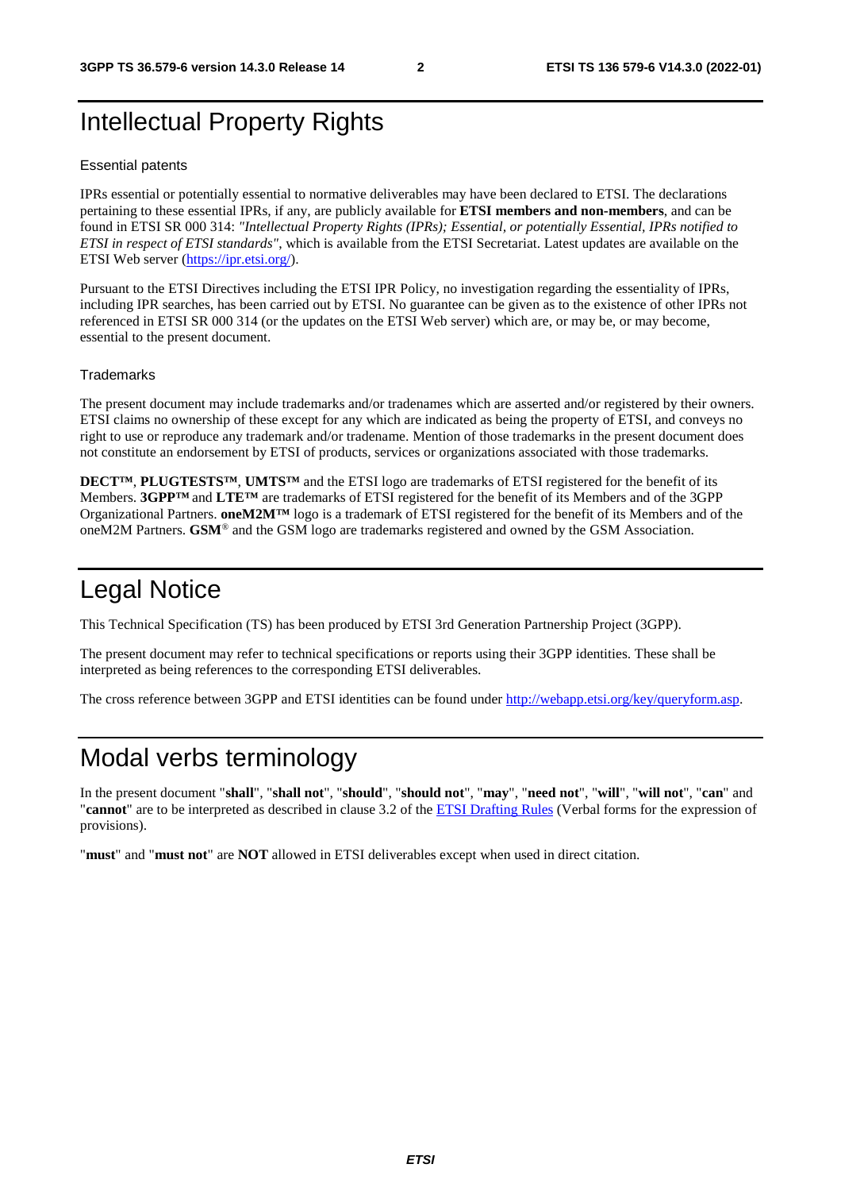# Intellectual Property Rights

## Essential patents

IPRs essential or potentially essential to normative deliverables may have been declared to ETSI. The declarations pertaining to these essential IPRs, if any, are publicly available for **ETSI members and non-members**, and can be found in ETSI SR 000 314: *"Intellectual Property Rights (IPRs); Essential, or potentially Essential, IPRs notified to ETSI in respect of ETSI standards"*, which is available from the ETSI Secretariat. Latest updates are available on the ETSI Web server (https://ipr.etsi.org/).

Pursuant to the ETSI Directives including the ETSI IPR Policy, no investigation regarding the essentiality of IPRs, including IPR searches, has been carried out by ETSI. No guarantee can be given as to the existence of other IPRs not referenced in ETSI SR 000 314 (or the updates on the ETSI Web server) which are, or may be, or may become, essential to the present document.

## Trademarks

The present document may include trademarks and/or tradenames which are asserted and/or registered by their owners. ETSI claims no ownership of these except for any which are indicated as being the property of ETSI, and conveys no right to use or reproduce any trademark and/or tradename. Mention of those trademarks in the present document does not constitute an endorsement by ETSI of products, services or organizations associated with those trademarks.

**DECT™**, **PLUGTESTS™**, **UMTS™** and the ETSI logo are trademarks of ETSI registered for the benefit of its Members. **3GPP™** and **LTE™** are trademarks of ETSI registered for the benefit of its Members and of the 3GPP Organizational Partners. **oneM2M™** logo is a trademark of ETSI registered for the benefit of its Members and of the oneM2M Partners. **GSM**® and the GSM logo are trademarks registered and owned by the GSM Association.

# Legal Notice

This Technical Specification (TS) has been produced by ETSI 3rd Generation Partnership Project (3GPP).

The present document may refer to technical specifications or reports using their 3GPP identities. These shall be interpreted as being references to the corresponding ETSI deliverables.

The cross reference between 3GPP and ETSI identities can be found under http://webapp.etsi.org/key/queryform.asp.

# Modal verbs terminology

In the present document "**shall**", "**shall not**", "**should**", "**should not**", "**may**", "**need not**", "**will**", "**will not**", "**can**" and "**cannot**" are to be interpreted as described in clause 3.2 of the ETSI Drafting Rules (Verbal forms for the expression of provisions).

"**must**" and "**must not**" are **NOT** allowed in ETSI deliverables except when used in direct citation.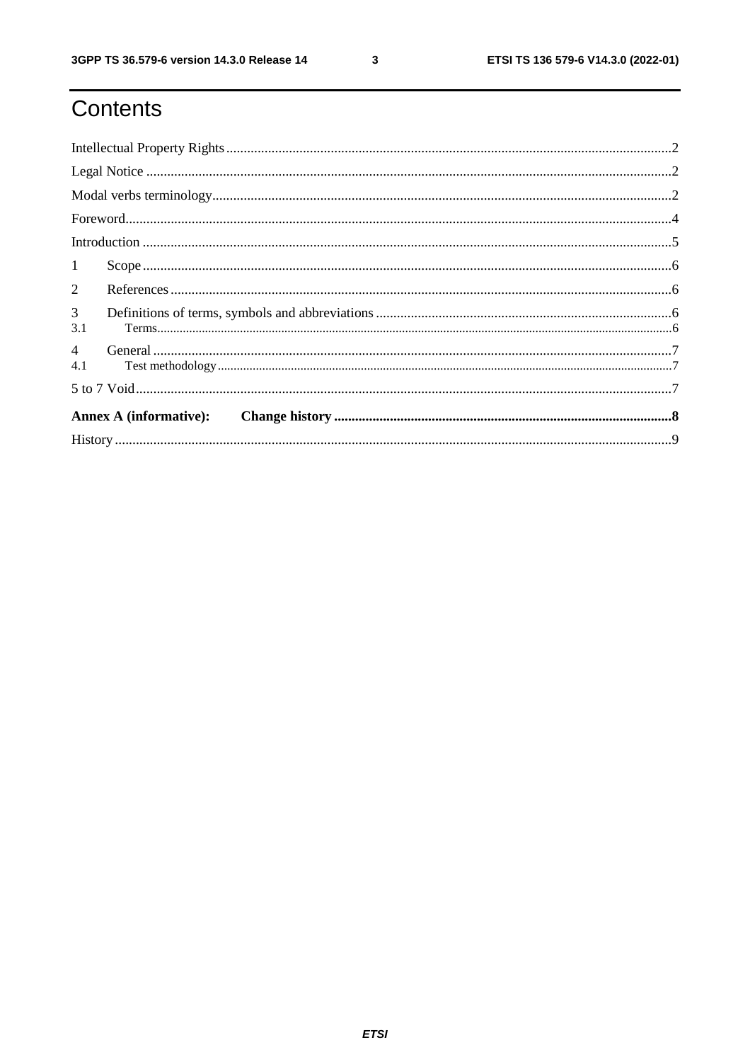# Contents

Intellectual Property Rights ........................................................................................................................2

Legal Notice ...............................................................................................................................................2

Modal verbs terminology............................................................................................................................2

Foreword.....................................................................................................................................................4

Introduction ................................................................................................................................................5

1 Scope .......................................................................................................................................................6

2 References ...............................................................................................................................................6

3 Definitions of terms, symbols and abbreviations ....................................................................................6

3.1 Terms....................................................................................................................................................6

4 General ....................................................................................................................................................7

4.1 Test methodology .................................................................................................................................7

5 to 7 Void...................................................................................................................................................7

**Annex A (informative): Change history ..................................................................................................8**

History .........................................................................................................................................................9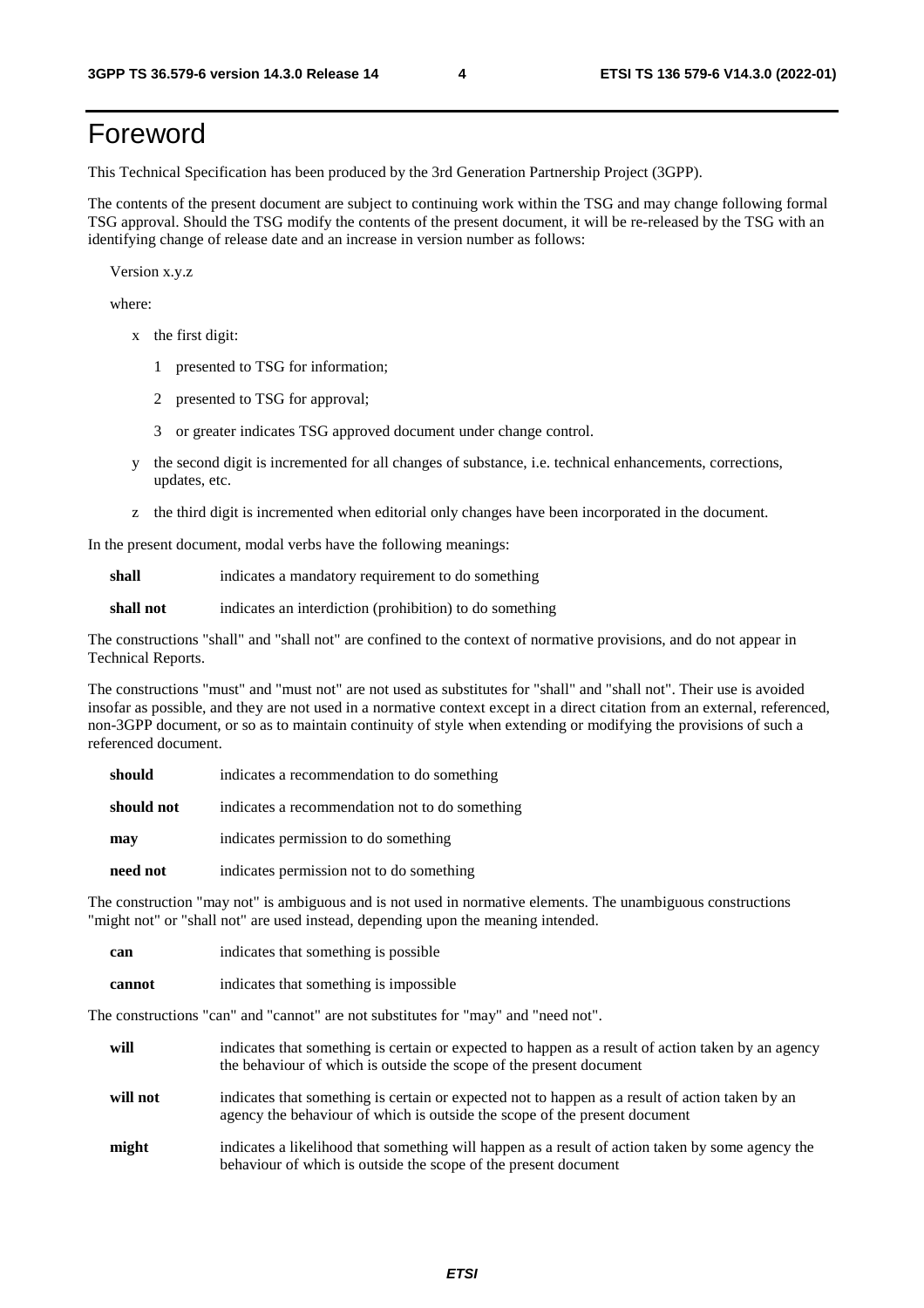# Foreword

This Technical Specification has been produced by the 3rd Generation Partnership Project (3GPP).

The contents of the present document are subject to continuing work within the TSG and may change following formal TSG approval. Should the TSG modify the contents of the present document, it will be re-released by the TSG with an identifying change of release date and an increase in version number as follows:

Version x.y.z

where:

- x the first digit:
  - 1 presented to TSG for information;
  - 2 presented to TSG for approval;
  - 3 or greater indicates TSG approved document under change control.
- y the second digit is incremented for all changes of substance, i.e. technical enhancements, corrections, updates, etc.
- z the third digit is incremented when editorial only changes have been incorporated in the document.

In the present document, modal verbs have the following meanings:

**shall** indicates a mandatory requirement to do something

**shall not** indicates an interdiction (prohibition) to do something

The constructions "shall" and "shall not" are confined to the context of normative provisions, and do not appear in Technical Reports.

The constructions "must" and "must not" are not used as substitutes for "shall" and "shall not". Their use is avoided insofar as possible, and they are not used in a normative context except in a direct citation from an external, referenced, non-3GPP document, or so as to maintain continuity of style when extending or modifying the provisions of such a referenced document.

**should** indicates a recommendation to do something

**should not** indicates a recommendation not to do something

**may** indicates permission to do something

**need not** indicates permission not to do something

The construction "may not" is ambiguous and is not used in normative elements. The unambiguous constructions "might not" or "shall not" are used instead, depending upon the meaning intended.

**can** indicates that something is possible

**cannot** indicates that something is impossible

The constructions "can" and "cannot" are not substitutes for "may" and "need not".

**will** indicates that something is certain or expected to happen as a result of action taken by an agency the behaviour of which is outside the scope of the present document

**will not** indicates that something is certain or expected not to happen as a result of action taken by an agency the behaviour of which is outside the scope of the present document

**might** indicates a likelihood that something will happen as a result of action taken by some agency the behaviour of which is outside the scope of the present document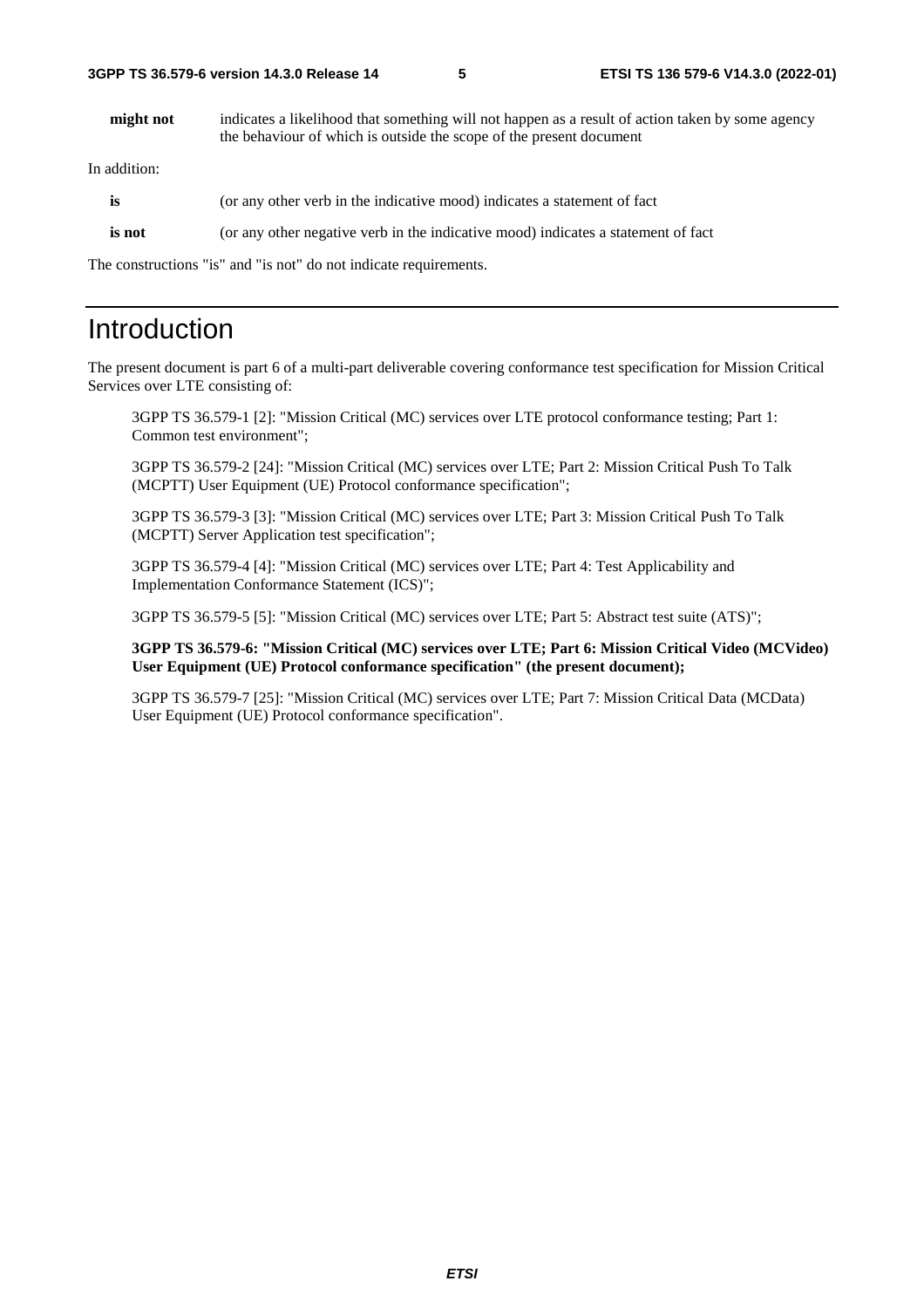**might not** indicates a likelihood that something will not happen as a result of action taken by some agency the behaviour of which is outside the scope of the present document

In addition:

**is** (or any other verb in the indicative mood) indicates a statement of fact

**is not** (or any other negative verb in the indicative mood) indicates a statement of fact

The constructions "is" and "is not" do not indicate requirements.

# Introduction

The present document is part 6 of a multi-part deliverable covering conformance test specification for Mission Critical Services over LTE consisting of:

3GPP TS 36.579-1 [2]: "Mission Critical (MC) services over LTE protocol conformance testing; Part 1: Common test environment";

3GPP TS 36.579-2 [24]: "Mission Critical (MC) services over LTE; Part 2: Mission Critical Push To Talk (MCPTT) User Equipment (UE) Protocol conformance specification";

3GPP TS 36.579-3 [3]: "Mission Critical (MC) services over LTE; Part 3: Mission Critical Push To Talk (MCPTT) Server Application test specification";

3GPP TS 36.579-4 [4]: "Mission Critical (MC) services over LTE; Part 4: Test Applicability and Implementation Conformance Statement (ICS)";

3GPP TS 36.579-5 [5]: "Mission Critical (MC) services over LTE; Part 5: Abstract test suite (ATS)";

**3GPP TS 36.579-6: "Mission Critical (MC) services over LTE; Part 6: Mission Critical Video (MCVideo) User Equipment (UE) Protocol conformance specification" (the present document);**

3GPP TS 36.579-7 [25]: "Mission Critical (MC) services over LTE; Part 7: Mission Critical Data (MCData) User Equipment (UE) Protocol conformance specification".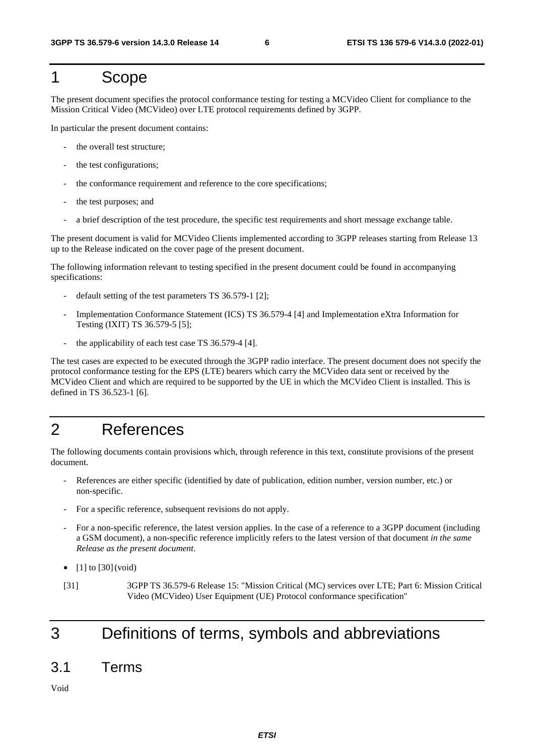# 1 Scope

The present document specifies the protocol conformance testing for testing a MCVideo Client for compliance to the Mission Critical Video (MCVideo) over LTE protocol requirements defined by 3GPP.

In particular the present document contains:

- the overall test structure;
- the test configurations;
- the conformance requirement and reference to the core specifications;
- the test purposes; and
- a brief description of the test procedure, the specific test requirements and short message exchange table.

The present document is valid for MCVideo Clients implemented according to 3GPP releases starting from Release 13 up to the Release indicated on the cover page of the present document.

The following information relevant to testing specified in the present document could be found in accompanying specifications:

- default setting of the test parameters TS 36.579-1 [2];
- Implementation Conformance Statement (ICS) TS 36.579-4 [4] and Implementation eXtra Information for Testing (IXIT) TS 36.579-5 [5];
- the applicability of each test case TS 36.579-4 [4].

The test cases are expected to be executed through the 3GPP radio interface. The present document does not specify the protocol conformance testing for the EPS (LTE) bearers which carry the MCVideo data sent or received by the MCVideo Client and which are required to be supported by the UE in which the MCVideo Client is installed. This is defined in TS 36.523-1 [6].

# 2 References

The following documents contain provisions which, through reference in this text, constitute provisions of the present document.

- References are either specific (identified by date of publication, edition number, version number, etc.) or non-specific.
- For a specific reference, subsequent revisions do not apply.
- For a non-specific reference, the latest version applies. In the case of a reference to a 3GPP document (including a GSM document), a non-specific reference implicitly refers to the latest version of that document *in the same Release as the present document*.

- [1] to [30] (void)

[31] 3GPP TS 36.579-6 Release 15: "Mission Critical (MC) services over LTE; Part 6: Mission Critical Video (MCVideo) User Equipment (UE) Protocol conformance specification"

# 3 Definitions of terms, symbols and abbreviations

## 3.1 Terms

Void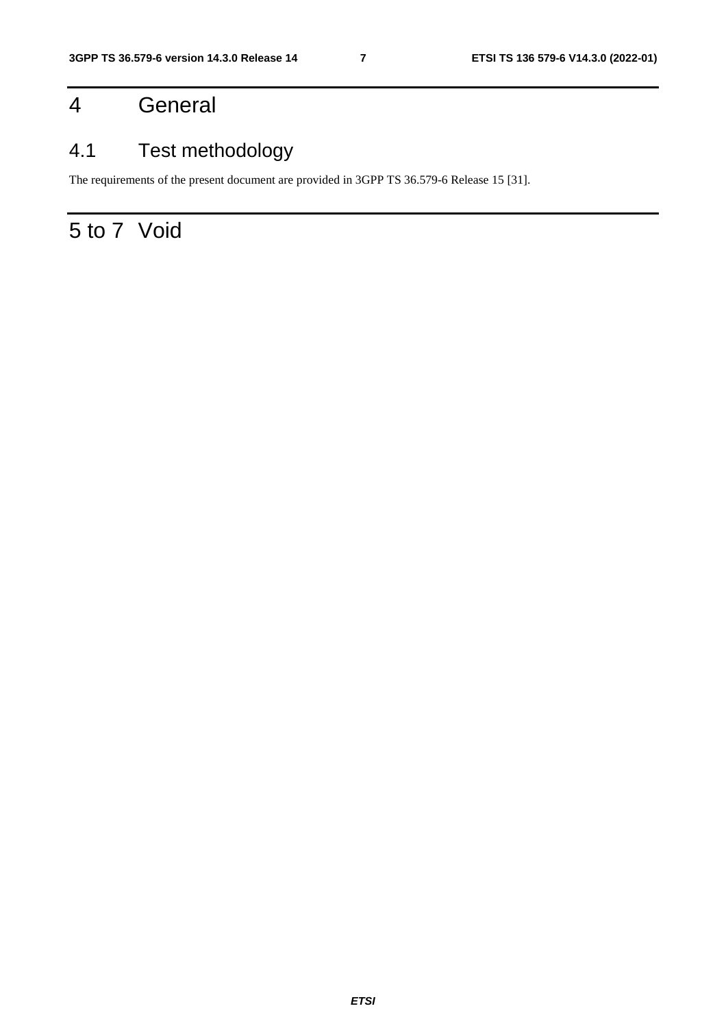# 4 General

## 4.1 Test methodology

The requirements of the present document are provided in 3GPP TS 36.579-6 Release 15 [31].

# 5 to 7 Void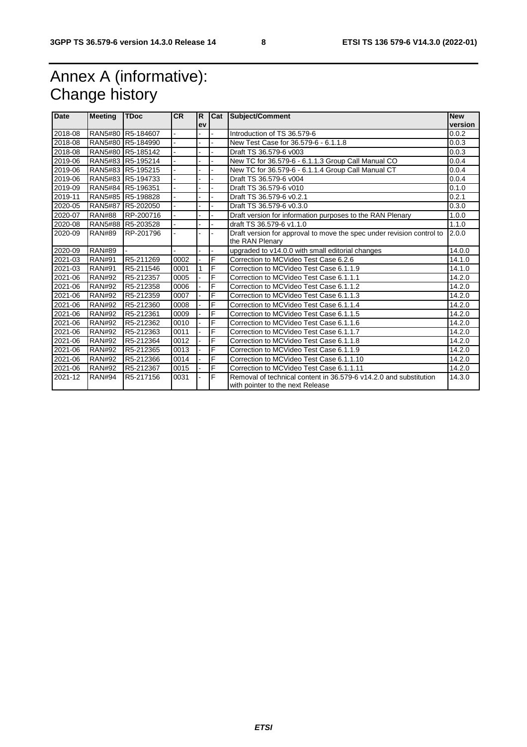# Annex A (informative): Change history

| Date | Meeting | TDoc | CR | Rev | Cat | Subject/Comment | New version |
|---|---|---|---|---|---|---|---|
| 2018-08 | RAN5#80 | R5-184607 | - | - | - | Introduction of TS 36.579-6 | 0.0.2 |
| 2018-08 | RAN5#80 | R5-184990 | - | - | - | New Test Case for 36.579-6 - 6.1.1.8 | 0.0.3 |
| 2018-08 | RAN5#80 | R5-185142 | - | - | - | Draft TS 36.579-6 v003 | 0.0.3 |
| 2019-06 | RAN5#83 | R5-195214 | - | - | - | New TC for 36.579-6 - 6.1.1.3 Group Call Manual CO | 0.0.4 |
| 2019-06 | RAN5#83 | R5-195215 | - | - | - | New TC for 36.579-6 - 6.1.1.4 Group Call Manual CT | 0.0.4 |
| 2019-06 | RAN5#83 | R5-194733 | - | - | - | Draft TS 36.579-6 v004 | 0.0.4 |
| 2019-09 | RAN5#84 | R5-196351 | - | - | - | Draft TS 36.579-6 v010 | 0.1.0 |
| 2019-11 | RAN5#85 | R5-198828 | - | - | - | Draft TS 36.579-6 v0.2.1 | 0.2.1 |
| 2020-05 | RAN5#87 | R5-202050 | - | - | - | Draft TS 36.579-6 v0.3.0 | 0.3.0 |
| 2020-07 | RAN#88 | RP-200716 | - | - | - | Draft version for information purposes to the RAN Plenary | 1.0.0 |
| 2020-08 | RAN5#88 | R5-203528 | - | - | - | draft TS 36.579-6 v1.1.0 | 1.1.0 |
| 2020-09 | RAN#89 | RP-201796 | - | - | - | Draft version for approval to move the spec under revision control to the RAN Plenary | 2.0.0 |
| 2020-09 | RAN#89 | - | - | - | - | upgraded to v14.0.0 with small editorial changes | 14.0.0 |
| 2021-03 | RAN#91 | R5-211269 | 0002 | - | F | Correction to MCVideo Test Case 6.2.6 | 14.1.0 |
| 2021-03 | RAN#91 | R5-211546 | 0001 | 1 | F | Correction to MCVideo Test Case 6.1.1.9 | 14.1.0 |
| 2021-06 | RAN#92 | R5-212357 | 0005 | - | F | Correction to MCVideo Test Case 6.1.1.1 | 14.2.0 |
| 2021-06 | RAN#92 | R5-212358 | 0006 | - | F | Correction to MCVideo Test Case 6.1.1.2 | 14.2.0 |
| 2021-06 | RAN#92 | R5-212359 | 0007 | - | F | Correction to MCVideo Test Case 6.1.1.3 | 14.2.0 |
| 2021-06 | RAN#92 | R5-212360 | 0008 | - | F | Correction to MCVideo Test Case 6.1.1.4 | 14.2.0 |
| 2021-06 | RAN#92 | R5-212361 | 0009 | - | F | Correction to MCVideo Test Case 6.1.1.5 | 14.2.0 |
| 2021-06 | RAN#92 | R5-212362 | 0010 | - | F | Correction to MCVideo Test Case 6.1.1.6 | 14.2.0 |
| 2021-06 | RAN#92 | R5-212363 | 0011 | - | F | Correction to MCVideo Test Case 6.1.1.7 | 14.2.0 |
| 2021-06 | RAN#92 | R5-212364 | 0012 | - | F | Correction to MCVideo Test Case 6.1.1.8 | 14.2.0 |
| 2021-06 | RAN#92 | R5-212365 | 0013 | - | F | Correction to MCVideo Test Case 6.1.1.9 | 14.2.0 |
| 2021-06 | RAN#92 | R5-212366 | 0014 | - | F | Correction to MCVideo Test Case 6.1.1.10 | 14.2.0 |
| 2021-06 | RAN#92 | R5-212367 | 0015 | - | F | Correction to MCVideo Test Case 6.1.1.11 | 14.2.0 |
| 2021-12 | RAN#94 | R5-217156 | 0031 | - | F | Removal of technical content in 36.579-6 v14.2.0 and substitution with pointer to the next Release | 14.3.0 |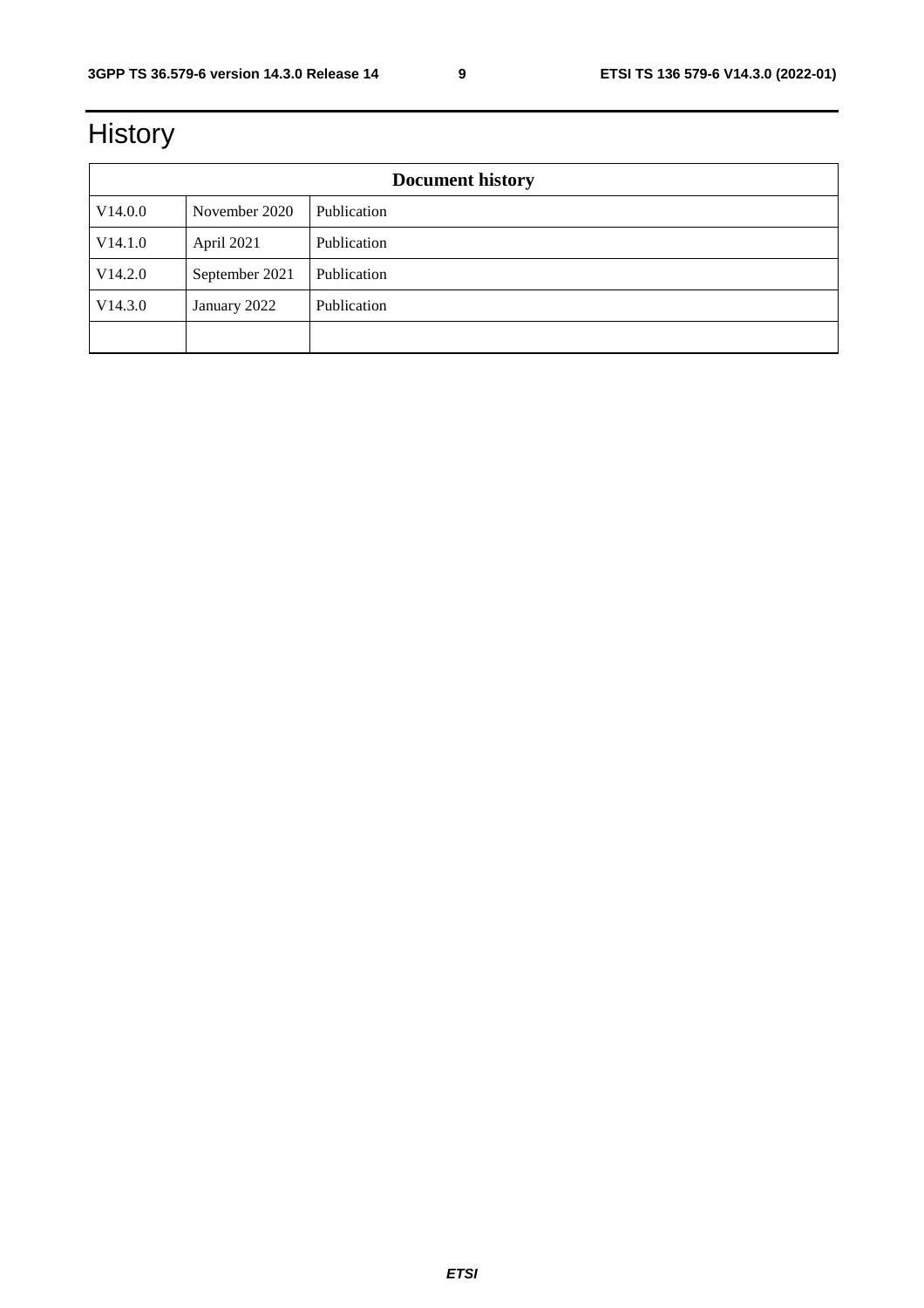# History

| Document history | | |
|---|---|---|
| V14.0.0 | November 2020 | Publication |
| V14.1.0 | April 2021 | Publication |
| V14.2.0 | September 2021 | Publication |
| V14.3.0 | January 2022 | Publication |
| | | |